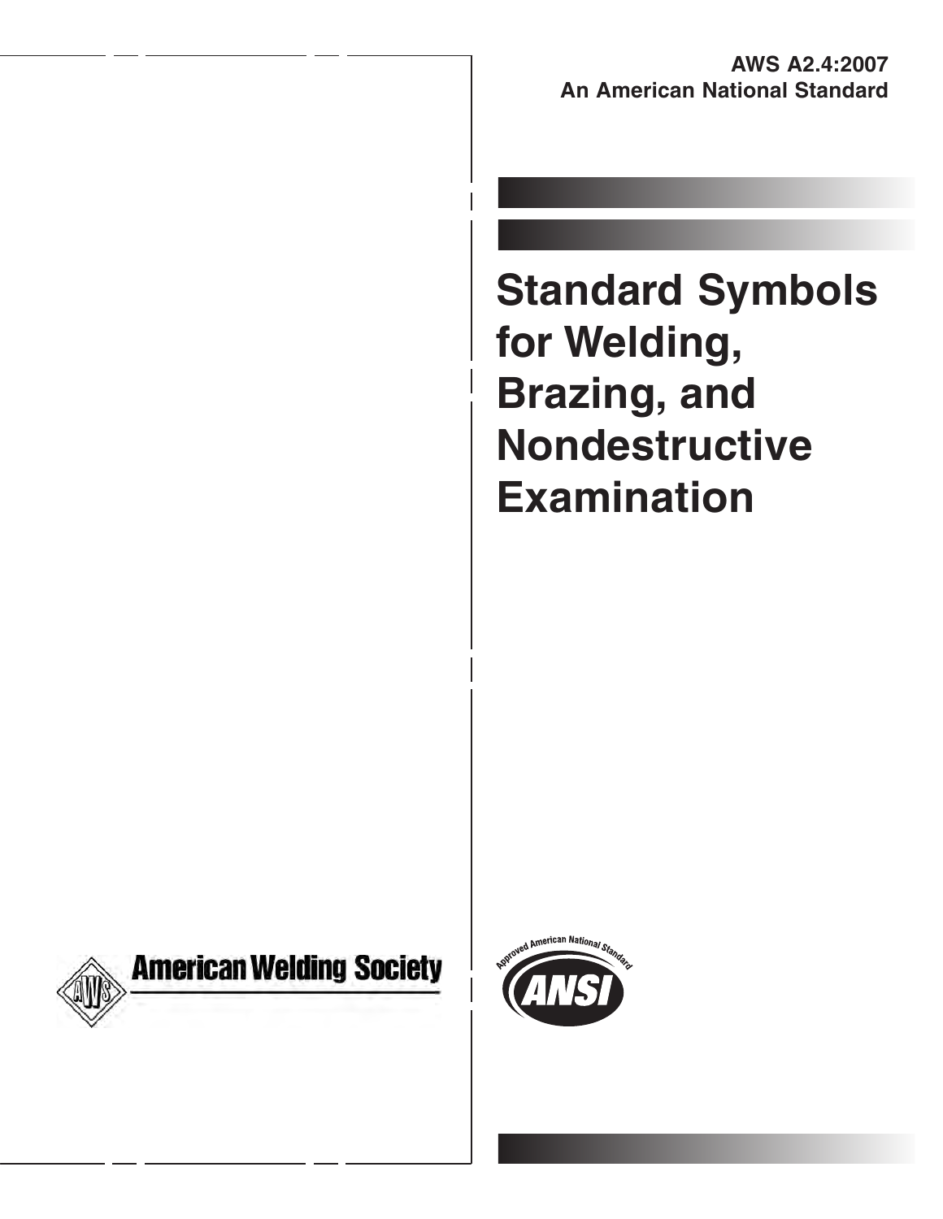**AWS A2.4:2007**
**An American National Standard**

# Standard Symbols for Welding, Brazing, and Nondestructive Examination

American Welding Society

Approved American National Standard

ANSI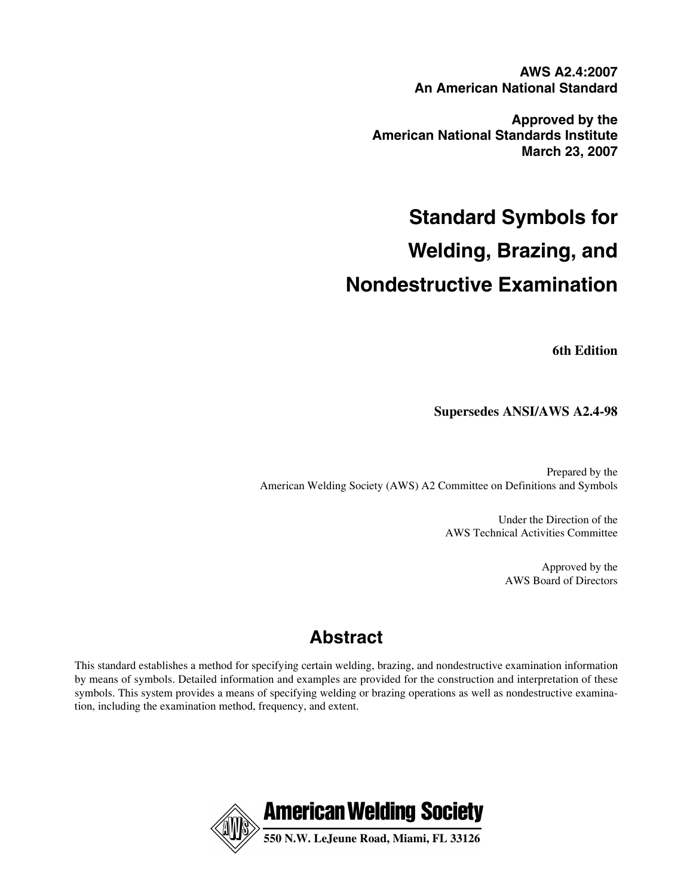**AWS A2.4:2007**
**An American National Standard**

**Approved by the**
**American National Standards Institute**
**March 23, 2007**

# Standard Symbols for Welding, Brazing, and Nondestructive Examination

**6th Edition**

**Supersedes ANSI/AWS A2.4-98**

Prepared by the
American Welding Society (AWS) A2 Committee on Definitions and Symbols

Under the Direction of the
AWS Technical Activities Committee

Approved by the
AWS Board of Directors

## Abstract

This standard establishes a method for specifying certain welding, brazing, and nondestructive examination information by means of symbols. Detailed information and examples are provided for the construction and interpretation of these symbols. This system provides a means of specifying welding or brazing operations as well as nondestructive examination, including the examination method, frequency, and extent.

**American Welding Society**
**550 N.W. LeJeune Road, Miami, FL 33126**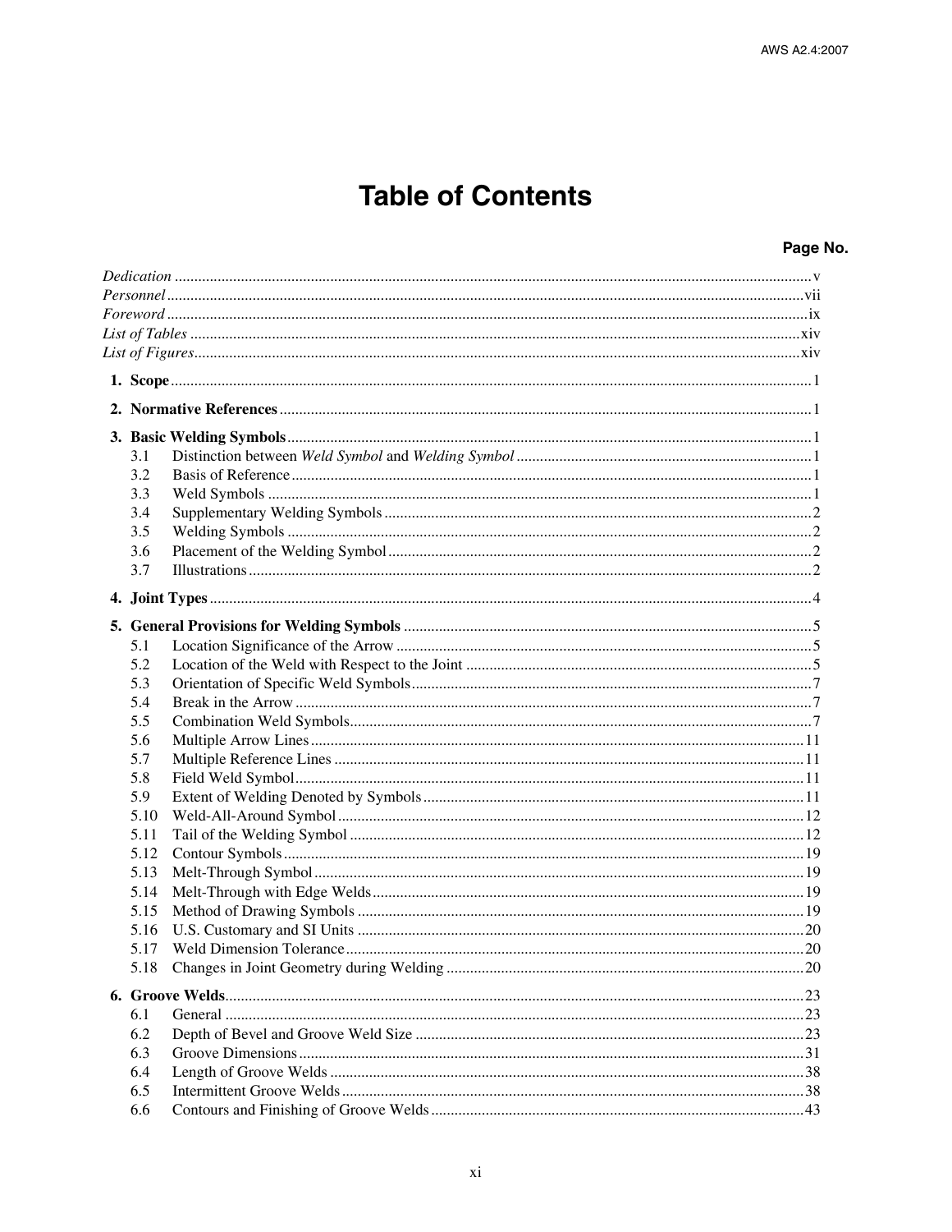# Table of Contents

**Page No.**

*Dedication* ............................................................ v
*Personnel* ............................................................ vii
*Foreword* ............................................................ ix
*List of Tables* ............................................................ xiv
*List of Figures* ............................................................ xiv

**1. Scope** ............................................................ 1

**2. Normative References** ............................................................ 1

**3. Basic Welding Symbols** ............................................................ 1
- 3.1 Distinction between *Weld Symbol* and *Welding Symbol* ............................................................ 1
- 3.2 Basis of Reference ............................................................ 1
- 3.3 Weld Symbols ............................................................ 1
- 3.4 Supplementary Welding Symbols ............................................................ 2
- 3.5 Welding Symbols ............................................................ 2
- 3.6 Placement of the Welding Symbol ............................................................ 2
- 3.7 Illustrations ............................................................ 2

**4. Joint Types** ............................................................ 4

**5. General Provisions for Welding Symbols** ............................................................ 5
- 5.1 Location Significance of the Arrow ............................................................ 5
- 5.2 Location of the Weld with Respect to the Joint ............................................................ 5
- 5.3 Orientation of Specific Weld Symbols ............................................................ 7
- 5.4 Break in the Arrow ............................................................ 7
- 5.5 Combination Weld Symbols ............................................................ 7
- 5.6 Multiple Arrow Lines ............................................................ 11
- 5.7 Multiple Reference Lines ............................................................ 11
- 5.8 Field Weld Symbol ............................................................ 11
- 5.9 Extent of Welding Denoted by Symbols ............................................................ 11
- 5.10 Weld-All-Around Symbol ............................................................ 12
- 5.11 Tail of the Welding Symbol ............................................................ 12
- 5.12 Contour Symbols ............................................................ 19
- 5.13 Melt-Through Symbol ............................................................ 19
- 5.14 Melt-Through with Edge Welds ............................................................ 19
- 5.15 Method of Drawing Symbols ............................................................ 19
- 5.16 U.S. Customary and SI Units ............................................................ 20
- 5.17 Weld Dimension Tolerance ............................................................ 20
- 5.18 Changes in Joint Geometry during Welding ............................................................ 20

**6. Groove Welds** ............................................................ 23
- 6.1 General ............................................................ 23
- 6.2 Depth of Bevel and Groove Weld Size ............................................................ 23
- 6.3 Groove Dimensions ............................................................ 31
- 6.4 Length of Groove Welds ............................................................ 38
- 6.5 Intermittent Groove Welds ............................................................ 38
- 6.6 Contours and Finishing of Groove Welds ............................................................ 43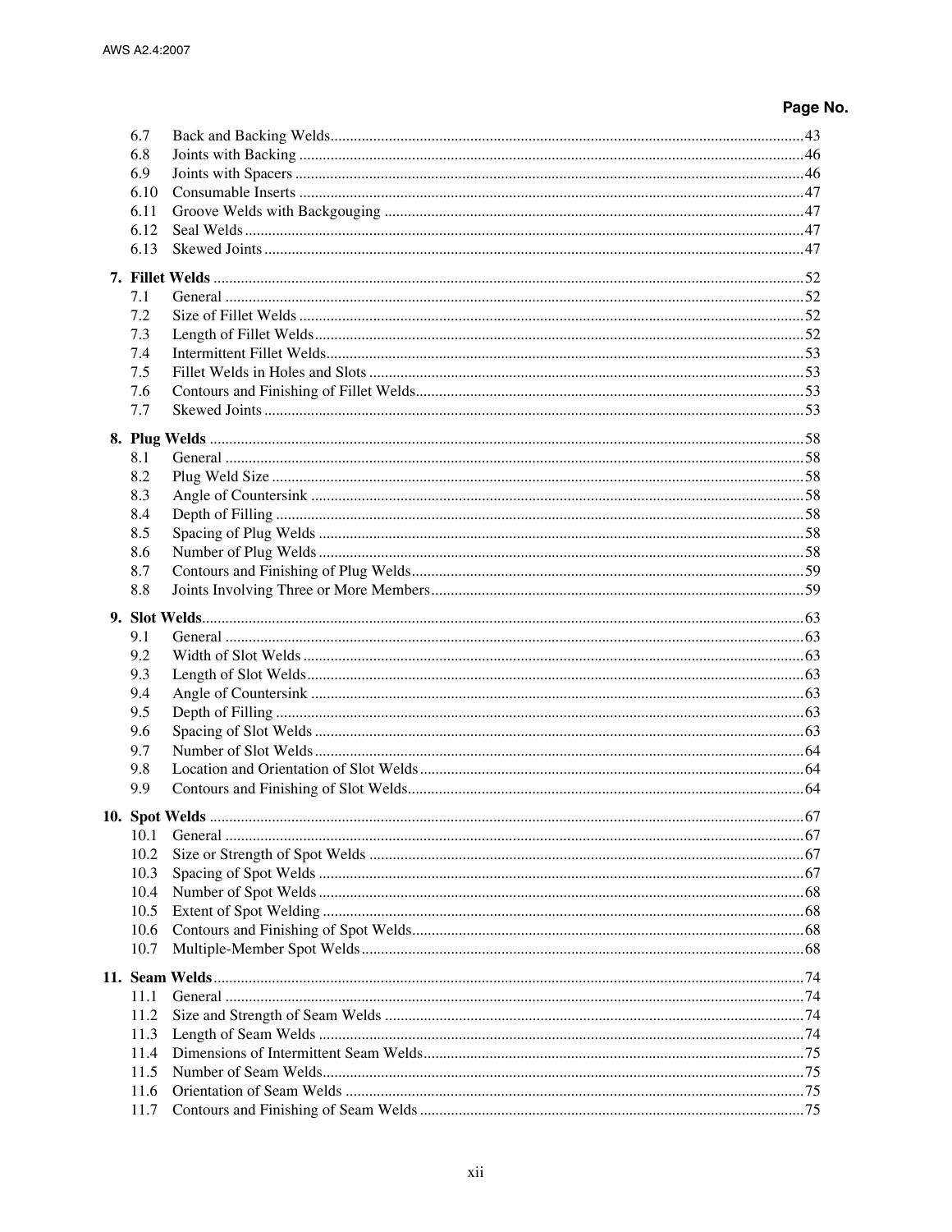| | | Page No. |
|---|---|---|
| 6.7 | Back and Backing Welds | 43 |
| 6.8 | Joints with Backing | 46 |
| 6.9 | Joints with Spacers | 46 |
| 6.10 | Consumable Inserts | 47 |
| 6.11 | Groove Welds with Backgouging | 47 |
| 6.12 | Seal Welds | 47 |
| 6.13 | Skewed Joints | 47 |
| **7.** | **Fillet Welds** | 52 |
| 7.1 | General | 52 |
| 7.2 | Size of Fillet Welds | 52 |
| 7.3 | Length of Fillet Welds | 52 |
| 7.4 | Intermittent Fillet Welds | 53 |
| 7.5 | Fillet Welds in Holes and Slots | 53 |
| 7.6 | Contours and Finishing of Fillet Welds | 53 |
| 7.7 | Skewed Joints | 53 |
| **8.** | **Plug Welds** | 58 |
| 8.1 | General | 58 |
| 8.2 | Plug Weld Size | 58 |
| 8.3 | Angle of Countersink | 58 |
| 8.4 | Depth of Filling | 58 |
| 8.5 | Spacing of Plug Welds | 58 |
| 8.6 | Number of Plug Welds | 58 |
| 8.7 | Contours and Finishing of Plug Welds | 59 |
| 8.8 | Joints Involving Three or More Members | 59 |
| **9.** | **Slot Welds** | 63 |
| 9.1 | General | 63 |
| 9.2 | Width of Slot Welds | 63 |
| 9.3 | Length of Slot Welds | 63 |
| 9.4 | Angle of Countersink | 63 |
| 9.5 | Depth of Filling | 63 |
| 9.6 | Spacing of Slot Welds | 63 |
| 9.7 | Number of Slot Welds | 64 |
| 9.8 | Location and Orientation of Slot Welds | 64 |
| 9.9 | Contours and Finishing of Slot Welds | 64 |
| **10.** | **Spot Welds** | 67 |
| 10.1 | General | 67 |
| 10.2 | Size or Strength of Spot Welds | 67 |
| 10.3 | Spacing of Spot Welds | 67 |
| 10.4 | Number of Spot Welds | 68 |
| 10.5 | Extent of Spot Welding | 68 |
| 10.6 | Contours and Finishing of Spot Welds | 68 |
| 10.7 | Multiple-Member Spot Welds | 68 |
| **11.** | **Seam Welds** | 74 |
| 11.1 | General | 74 |
| 11.2 | Size and Strength of Seam Welds | 74 |
| 11.3 | Length of Seam Welds | 74 |
| 11.4 | Dimensions of Intermittent Seam Welds | 75 |
| 11.5 | Number of Seam Welds | 75 |
| 11.6 | Orientation of Seam Welds | 75 |
| 11.7 | Contours and Finishing of Seam Welds | 75 |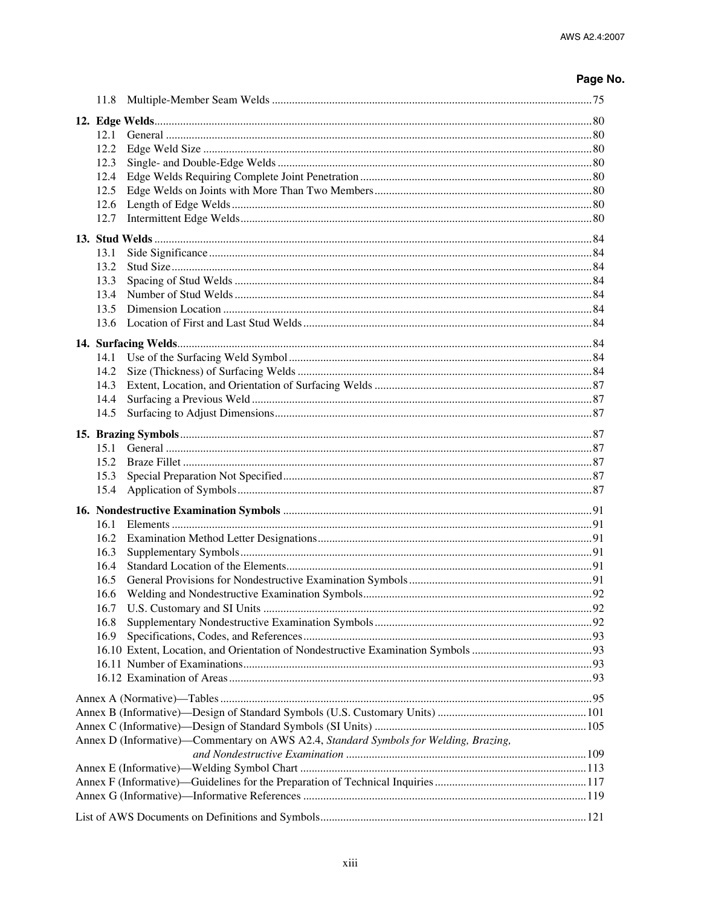| | Page No. |
|---|---|
| 11.8 Multiple-Member Seam Welds | 75 |
| **12. Edge Welds** | 80 |
| 12.1 General | 80 |
| 12.2 Edge Weld Size | 80 |
| 12.3 Single- and Double-Edge Welds | 80 |
| 12.4 Edge Welds Requiring Complete Joint Penetration | 80 |
| 12.5 Edge Welds on Joints with More Than Two Members | 80 |
| 12.6 Length of Edge Welds | 80 |
| 12.7 Intermittent Edge Welds | 80 |
| **13. Stud Welds** | 84 |
| 13.1 Side Significance | 84 |
| 13.2 Stud Size | 84 |
| 13.3 Spacing of Stud Welds | 84 |
| 13.4 Number of Stud Welds | 84 |
| 13.5 Dimension Location | 84 |
| 13.6 Location of First and Last Stud Welds | 84 |
| **14. Surfacing Welds** | 84 |
| 14.1 Use of the Surfacing Weld Symbol | 84 |
| 14.2 Size (Thickness) of Surfacing Welds | 84 |
| 14.3 Extent, Location, and Orientation of Surfacing Welds | 87 |
| 14.4 Surfacing a Previous Weld | 87 |
| 14.5 Surfacing to Adjust Dimensions | 87 |
| **15. Brazing Symbols** | 87 |
| 15.1 General | 87 |
| 15.2 Braze Fillet | 87 |
| 15.3 Special Preparation Not Specified | 87 |
| 15.4 Application of Symbols | 87 |
| **16. Nondestructive Examination Symbols** | 91 |
| 16.1 Elements | 91 |
| 16.2 Examination Method Letter Designations | 91 |
| 16.3 Supplementary Symbols | 91 |
| 16.4 Standard Location of the Elements | 91 |
| 16.5 General Provisions for Nondestructive Examination Symbols | 91 |
| 16.6 Welding and Nondestructive Examination Symbols | 92 |
| 16.7 U.S. Customary and SI Units | 92 |
| 16.8 Supplementary Nondestructive Examination Symbols | 92 |
| 16.9 Specifications, Codes, and References | 93 |
| 16.10 Extent, Location, and Orientation of Nondestructive Examination Symbols | 93 |
| 16.11 Number of Examinations | 93 |
| 16.12 Examination of Areas | 93 |
| Annex A (Normative)—Tables | 95 |
| Annex B (Informative)—Design of Standard Symbols (U.S. Customary Units) | 101 |
| Annex C (Informative)—Design of Standard Symbols (SI Units) | 105 |
| Annex D (Informative)—Commentary on AWS A2.4, *Standard Symbols for Welding, Brazing, and Nondestructive Examination* | 109 |
| Annex E (Informative)—Welding Symbol Chart | 113 |
| Annex F (Informative)—Guidelines for the Preparation of Technical Inquiries | 117 |
| Annex G (Informative)—Informative References | 119 |
| List of AWS Documents on Definitions and Symbols | 121 |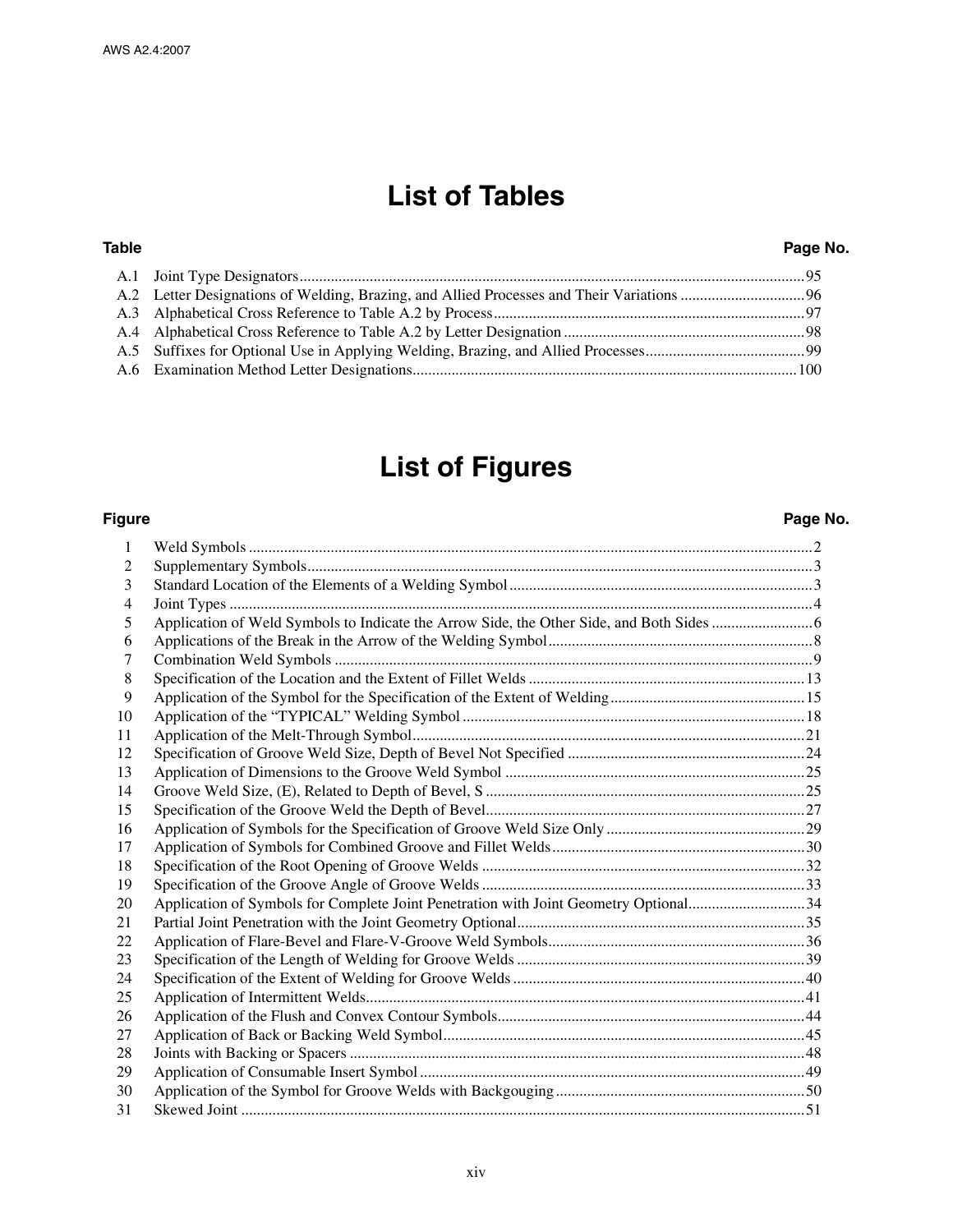# List of Tables

| Table | | Page No. |
|---|---|---|
| A.1 | Joint Type Designators | 95 |
| A.2 | Letter Designations of Welding, Brazing, and Allied Processes and Their Variations | 96 |
| A.3 | Alphabetical Cross Reference to Table A.2 by Process | 97 |
| A.4 | Alphabetical Cross Reference to Table A.2 by Letter Designation | 98 |
| A.5 | Suffixes for Optional Use in Applying Welding, Brazing, and Allied Processes | 99 |
| A.6 | Examination Method Letter Designations | 100 |

# List of Figures

| Figure | | Page No. |
|---|---|---|
| 1 | Weld Symbols | 2 |
| 2 | Supplementary Symbols | 3 |
| 3 | Standard Location of the Elements of a Welding Symbol | 3 |
| 4 | Joint Types | 4 |
| 5 | Application of Weld Symbols to Indicate the Arrow Side, the Other Side, and Both Sides | 6 |
| 6 | Applications of the Break in the Arrow of the Welding Symbol | 8 |
| 7 | Combination Weld Symbols | 9 |
| 8 | Specification of the Location and the Extent of Fillet Welds | 13 |
| 9 | Application of the Symbol for the Specification of the Extent of Welding | 15 |
| 10 | Application of the "TYPICAL" Welding Symbol | 18 |
| 11 | Application of the Melt-Through Symbol | 21 |
| 12 | Specification of Groove Weld Size, Depth of Bevel Not Specified | 24 |
| 13 | Application of Dimensions to the Groove Weld Symbol | 25 |
| 14 | Groove Weld Size, (E), Related to Depth of Bevel, S | 25 |
| 15 | Specification of the Groove Weld the Depth of Bevel | 27 |
| 16 | Application of Symbols for the Specification of Groove Weld Size Only | 29 |
| 17 | Application of Symbols for Combined Groove and Fillet Welds | 30 |
| 18 | Specification of the Root Opening of Groove Welds | 32 |
| 19 | Specification of the Groove Angle of Groove Welds | 33 |
| 20 | Application of Symbols for Complete Joint Penetration with Joint Geometry Optional | 34 |
| 21 | Partial Joint Penetration with the Joint Geometry Optional | 35 |
| 22 | Application of Flare-Bevel and Flare-V-Groove Weld Symbols | 36 |
| 23 | Specification of the Length of Welding for Groove Welds | 39 |
| 24 | Specification of the Extent of Welding for Groove Welds | 40 |
| 25 | Application of Intermittent Welds | 41 |
| 26 | Application of the Flush and Convex Contour Symbols | 44 |
| 27 | Application of Back or Backing Weld Symbol | 45 |
| 28 | Joints with Backing or Spacers | 48 |
| 29 | Application of Consumable Insert Symbol | 49 |
| 30 | Application of the Symbol for Groove Welds with Backgouging | 50 |
| 31 | Skewed Joint | 51 |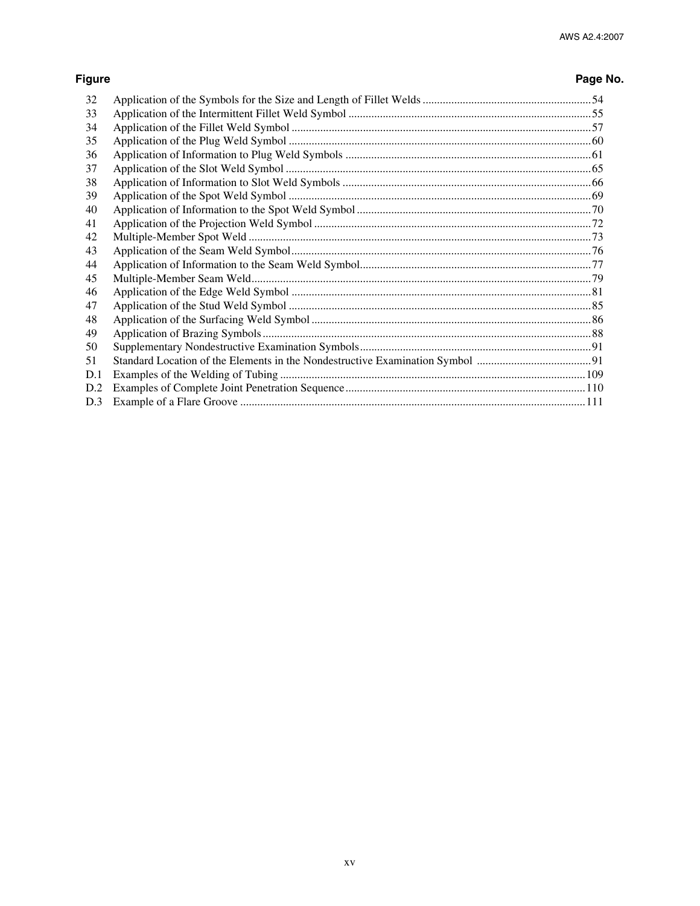| Figure | | Page No. |
|---|---|---|
| 32 | Application of the Symbols for the Size and Length of Fillet Welds | 54 |
| 33 | Application of the Intermittent Fillet Weld Symbol | 55 |
| 34 | Application of the Fillet Weld Symbol | 57 |
| 35 | Application of the Plug Weld Symbol | 60 |
| 36 | Application of Information to Plug Weld Symbols | 61 |
| 37 | Application of the Slot Weld Symbol | 65 |
| 38 | Application of Information to Slot Weld Symbols | 66 |
| 39 | Application of the Spot Weld Symbol | 69 |
| 40 | Application of Information to the Spot Weld Symbol | 70 |
| 41 | Application of the Projection Weld Symbol | 72 |
| 42 | Multiple-Member Spot Weld | 73 |
| 43 | Application of the Seam Weld Symbol | 76 |
| 44 | Application of Information to the Seam Weld Symbol | 77 |
| 45 | Multiple-Member Seam Weld | 79 |
| 46 | Application of the Edge Weld Symbol | 81 |
| 47 | Application of the Stud Weld Symbol | 85 |
| 48 | Application of the Surfacing Weld Symbol | 86 |
| 49 | Application of Brazing Symbols | 88 |
| 50 | Supplementary Nondestructive Examination Symbols | 91 |
| 51 | Standard Location of the Elements in the Nondestructive Examination Symbol | 91 |
| D.1 | Examples of the Welding of Tubing | 109 |
| D.2 | Examples of Complete Joint Penetration Sequence | 110 |
| D.3 | Example of a Flare Groove | 111 |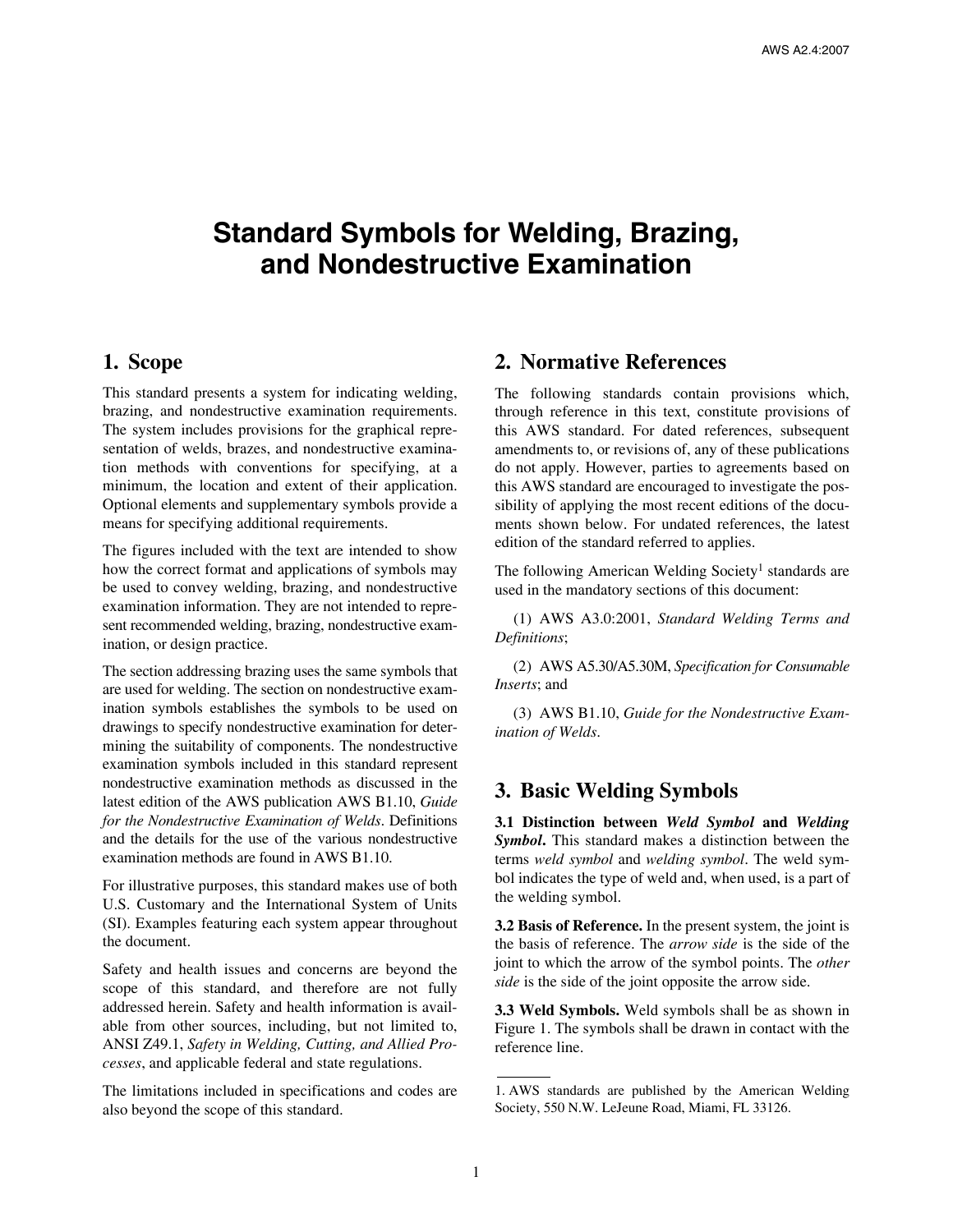# Standard Symbols for Welding, Brazing, and Nondestructive Examination

## 1. Scope

This standard presents a system for indicating welding, brazing, and nondestructive examination requirements. The system includes provisions for the graphical representation of welds, brazes, and nondestructive examination methods with conventions for specifying, at a minimum, the location and extent of their application. Optional elements and supplementary symbols provide a means for specifying additional requirements.

The figures included with the text are intended to show how the correct format and applications of symbols may be used to convey welding, brazing, and nondestructive examination information. They are not intended to represent recommended welding, brazing, nondestructive examination, or design practice.

The section addressing brazing uses the same symbols that are used for welding. The section on nondestructive examination symbols establishes the symbols to be used on drawings to specify nondestructive examination for determining the suitability of components. The nondestructive examination symbols included in this standard represent nondestructive examination methods as discussed in the latest edition of the AWS publication AWS B1.10, *Guide for the Nondestructive Examination of Welds*. Definitions and the details for the use of the various nondestructive examination methods are found in AWS B1.10.

For illustrative purposes, this standard makes use of both U.S. Customary and the International System of Units (SI). Examples featuring each system appear throughout the document.

Safety and health issues and concerns are beyond the scope of this standard, and therefore are not fully addressed herein. Safety and health information is available from other sources, including, but not limited to, ANSI Z49.1, *Safety in Welding, Cutting, and Allied Processes*, and applicable federal and state regulations.

The limitations included in specifications and codes are also beyond the scope of this standard.

## 2. Normative References

The following standards contain provisions which, through reference in this text, constitute provisions of this AWS standard. For dated references, subsequent amendments to, or revisions of, any of these publications do not apply. However, parties to agreements based on this AWS standard are encouraged to investigate the possibility of applying the most recent editions of the documents shown below. For undated references, the latest edition of the standard referred to applies.

The following American Welding Society[1] standards are used in the mandatory sections of this document:

(1) AWS A3.0:2001, *Standard Welding Terms and Definitions*;

(2) AWS A5.30/A5.30M, *Specification for Consumable Inserts*; and

(3) AWS B1.10, *Guide for the Nondestructive Examination of Welds*.

## 3. Basic Welding Symbols

**3.1 Distinction between *Weld Symbol* and *Welding Symbol*.** This standard makes a distinction between the terms *weld symbol* and *welding symbol*. The weld symbol indicates the type of weld and, when used, is a part of the welding symbol.

**3.2 Basis of Reference.** In the present system, the joint is the basis of reference. The *arrow side* is the side of the joint to which the arrow of the symbol points. The *other side* is the side of the joint opposite the arrow side.

**3.3 Weld Symbols.** Weld symbols shall be as shown in Figure 1. The symbols shall be drawn in contact with the reference line.

---

1. AWS standards are published by the American Welding Society, 550 N.W. LeJeune Road, Miami, FL 33126.